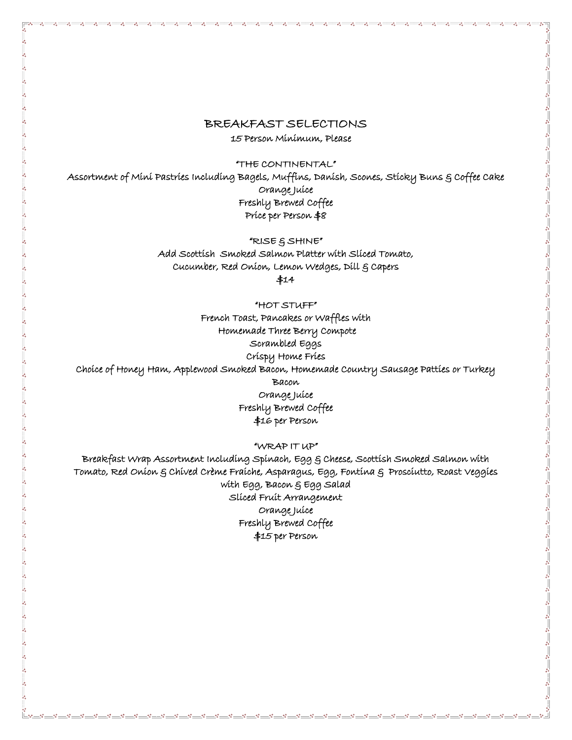# BREAKFAST SELECTIONS

15 Person Minimum, Please

## "THE CONTINENTAL"

Assortment of Mini Pastries Including Bagels, Muffins, Danish, Scones, Sticky Buns & Coffee Cake
Orange Juice
Freshly Brewed Coffee
Price per Person $8

## "RISE & SHINE"

Add Scottish Smoked Salmon Platter with Sliced Tomato,
Cucumber, Red Onion, Lemon Wedges, Dill & Capers
$14

## "HOT STUFF"

French Toast, Pancakes or Waffles with
Homemade Three Berry Compote
Scrambled Eggs
Crispy Home Fries
Choice of Honey Ham, Applewood Smoked Bacon, Homemade Country Sausage Patties or Turkey Bacon
Orange Juice
Freshly Brewed Coffee
$16 per Person

## "WRAP IT UP"

Breakfast Wrap Assortment Including Spinach, Egg & Cheese, Scottish Smoked Salmon with Tomato, Red Onion & Chived Crème Fraiche, Asparagus, Egg, Fontina & Prosciutto, Roast Veggies with Egg, Bacon & Egg Salad
Sliced Fruit Arrangement
Orange Juice
Freshly Brewed Coffee
$15 per Person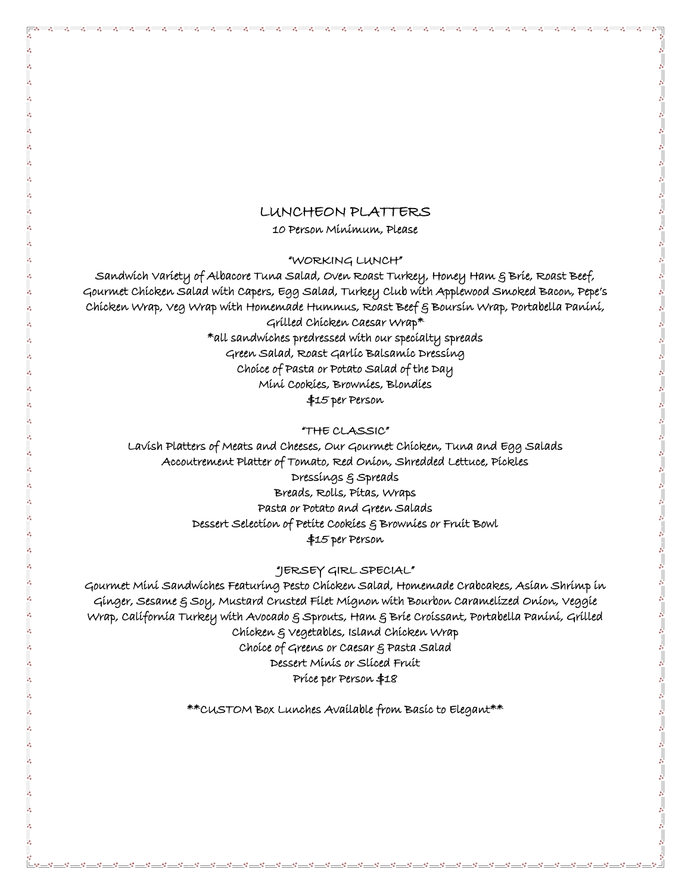# LUNCHEON PLATTERS

10 Person Minimum, Please

## "WORKING LUNCH"

Sandwich Variety of Albacore Tuna Salad, Oven Roast Turkey, Honey Ham & Brie, Roast Beef, Gourmet Chicken Salad with Capers, Egg Salad, Turkey Club with Applewood Smoked Bacon, Pepe's Chicken Wrap, Veg Wrap with Homemade Hummus, Roast Beef & Boursin Wrap, Portabella Panini, Grilled Chicken Caesar Wrap*

*all sandwiches predressed with our specialty spreads

Green Salad, Roast Garlic Balsamic Dressing

Choice of Pasta or Potato Salad of the Day

Mini Cookies, Brownies, Blondies

$15 per Person

## "THE CLASSIC"

Lavish Platters of Meats and Cheeses, Our Gourmet Chicken, Tuna and Egg Salads

Accoutrement Platter of Tomato, Red Onion, Shredded Lettuce, Pickles

Dressings & Spreads

Breads, Rolls, Pitas, Wraps

Pasta or Potato and Green Salads

Dessert Selection of Petite Cookies & Brownies or Fruit Bowl

$15 per Person

## "JERSEY GIRL SPECIAL"

Gourmet Mini Sandwiches Featuring Pesto Chicken Salad, Homemade Crabcakes, Asian Shrimp in Ginger, Sesame & Soy, Mustard Crusted Filet Mignon with Bourbon Caramelized Onion, Veggie Wrap, California Turkey with Avocado & Sprouts, Ham & Brie Croissant, Portabella Panini, Grilled Chicken & Vegetables, Island Chicken Wrap

Choice of Greens or Caesar & Pasta Salad

Dessert Minis or Sliced Fruit

Price per Person $18

**CUSTOM Box Lunches Available from Basic to Elegant**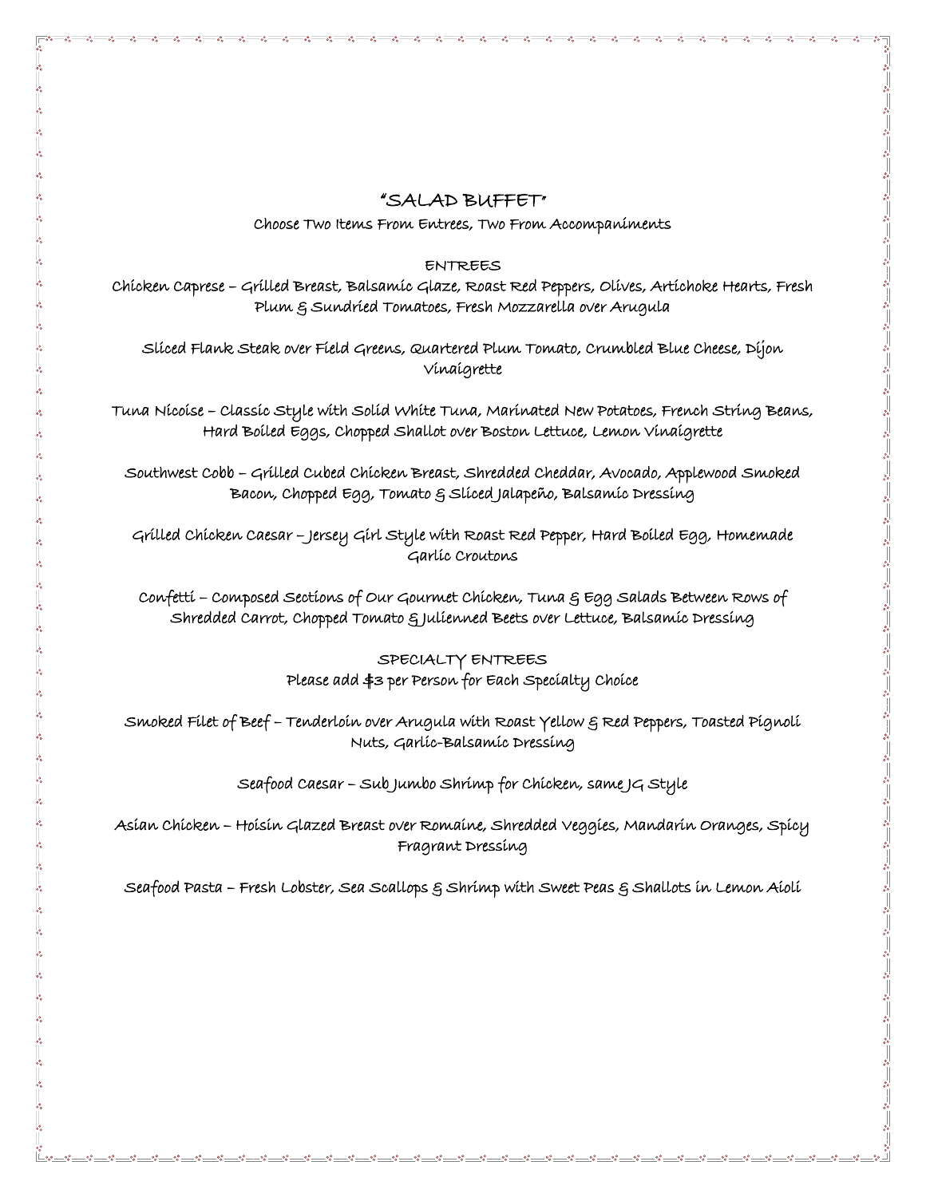# "SALAD BUFFET"

Choose Two Items From Entrees, Two From Accompaniments

## ENTREES

Chicken Caprese – Grilled Breast, Balsamic Glaze, Roast Red Peppers, Olives, Artichoke Hearts, Fresh Plum & Sundried Tomatoes, Fresh Mozzarella over Arugula

Sliced Flank Steak over Field Greens, Quartered Plum Tomato, Crumbled Blue Cheese, Dijon Vinaigrette

Tuna Nicoise – Classic Style with Solid White Tuna, Marinated New Potatoes, French String Beans, Hard Boiled Eggs, Chopped Shallot over Boston Lettuce, Lemon Vinaigrette

Southwest Cobb – Grilled Cubed Chicken Breast, Shredded Cheddar, Avocado, Applewood Smoked Bacon, Chopped Egg, Tomato & Sliced Jalapeño, Balsamic Dressing

Grilled Chicken Caesar – Jersey Girl Style with Roast Red Pepper, Hard Boiled Egg, Homemade Garlic Croutons

Confetti – Composed Sections of Our Gourmet Chicken, Tuna & Egg Salads Between Rows of Shredded Carrot, Chopped Tomato & Julienned Beets over Lettuce, Balsamic Dressing

## SPECIALTY ENTREES

Please add $3 per Person for Each Specialty Choice

Smoked Filet of Beef – Tenderloin over Arugula with Roast Yellow & Red Peppers, Toasted Pignoli Nuts, Garlic-Balsamic Dressing

Seafood Caesar – Sub Jumbo Shrimp for Chicken, same JG Style

Asian Chicken – Hoisin Glazed Breast over Romaine, Shredded Veggies, Mandarin Oranges, Spicy Fragrant Dressing

Seafood Pasta – Fresh Lobster, Sea Scallops & Shrimp with Sweet Peas & Shallots in Lemon Aioli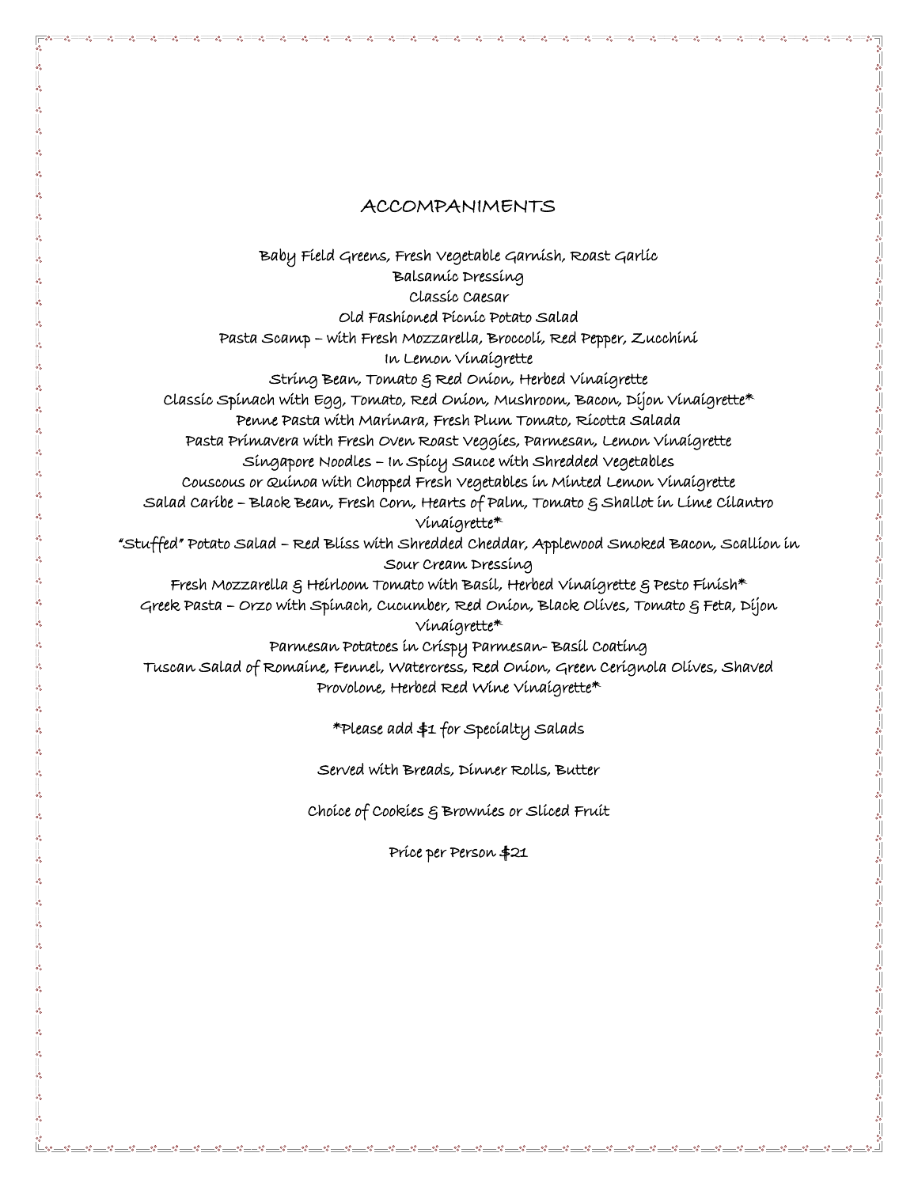# ACCOMPANIMENTS

Baby Field Greens, Fresh Vegetable Garnish, Roast Garlic
Balsamic Dressing
Classic Caesar
Old Fashioned Picnic Potato Salad
Pasta Scamp – with Fresh Mozzarella, Broccoli, Red Pepper, Zucchini
In Lemon Vinaigrette
String Bean, Tomato & Red Onion, Herbed Vinaigrette
Classic Spinach with Egg, Tomato, Red Onion, Mushroom, Bacon, Dijon Vinaigrette*
Penne Pasta with Marinara, Fresh Plum Tomato, Ricotta Salada
Pasta Primavera with Fresh Oven Roast Veggies, Parmesan, Lemon Vinaigrette
Singapore Noodles – In Spicy Sauce with Shredded Vegetables
Couscous or Quinoa with Chopped Fresh Vegetables in Minted Lemon Vinaigrette
Salad Caribe – Black Bean, Fresh Corn, Hearts of Palm, Tomato & Shallot in Lime Cilantro Vinaigrette*
"Stuffed" Potato Salad – Red Bliss with Shredded Cheddar, Applewood Smoked Bacon, Scallion in Sour Cream Dressing
Fresh Mozzarella & Heirloom Tomato with Basil, Herbed Vinaigrette & Pesto Finish*
Greek Pasta – Orzo with Spinach, Cucumber, Red Onion, Black Olives, Tomato & Feta, Dijon Vinaigrette*
Parmesan Potatoes in Crispy Parmesan- Basil Coating
Tuscan Salad of Romaine, Fennel, Watercress, Red Onion, Green Cerignola Olives, Shaved Provolone, Herbed Red Wine Vinaigrette*

*Please add $1 for Specialty Salads

Served with Breads, Dinner Rolls, Butter

Choice of Cookies & Brownies or Sliced Fruit

Price per Person $21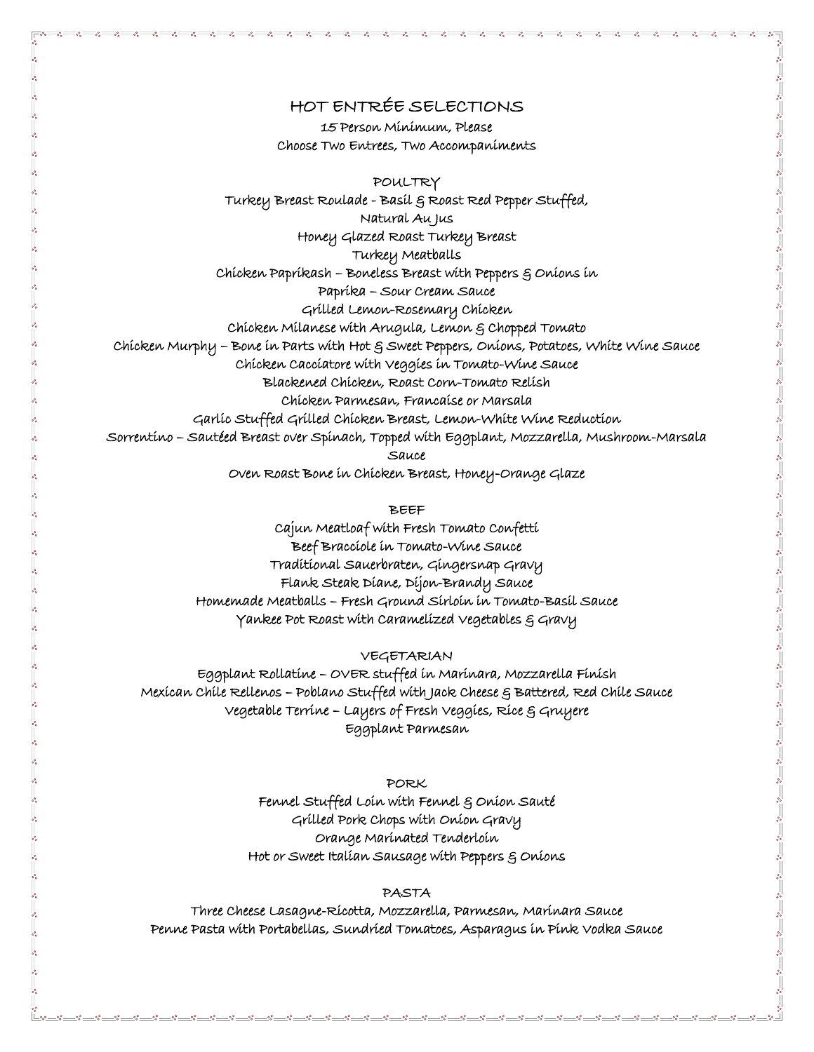# HOT ENTRÉE SELECTIONS

15 Person Minimum, Please
Choose Two Entrees, Two Accompaniments

## POULTRY

Turkey Breast Roulade - Basil & Roast Red Pepper Stuffed, Natural Au Jus
Honey Glazed Roast Turkey Breast
Turkey Meatballs
Chicken Paprikash – Boneless Breast with Peppers & Onions in Paprika – Sour Cream Sauce
Grilled Lemon-Rosemary Chicken
Chicken Milanese with Arugula, Lemon & Chopped Tomato
Chicken Murphy – Bone in Parts with Hot & Sweet Peppers, Onions, Potatoes, White Wine Sauce
Chicken Cacciatore with Veggies in Tomato-Wine Sauce
Blackened Chicken, Roast Corn-Tomato Relish
Chicken Parmesan, Francaise or Marsala
Garlic Stuffed Grilled Chicken Breast, Lemon-White Wine Reduction
Sorrentino – Sautéed Breast over Spinach, Topped with Eggplant, Mozzarella, Mushroom-Marsala Sauce
Oven Roast Bone in Chicken Breast, Honey-Orange Glaze

## BEEF

Cajun Meatloaf with Fresh Tomato Confetti
Beef Bracciole in Tomato-Wine Sauce
Traditional Sauerbraten, Gingersnap Gravy
Flank Steak Diane, Dijon-Brandy Sauce
Homemade Meatballs – Fresh Ground Sirloin in Tomato-Basil Sauce
Yankee Pot Roast with Caramelized Vegetables & Gravy

## VEGETARIAN

Eggplant Rollatine – OVER stuffed in Marinara, Mozzarella Finish
Mexican Chile Rellenos – Poblano Stuffed with Jack Cheese & Battered, Red Chile Sauce
Vegetable Terrine – Layers of Fresh Veggies, Rice & Gruyere
Eggplant Parmesan

## PORK

Fennel Stuffed Loin with Fennel & Onion Sauté
Grilled Pork Chops with Onion Gravy
Orange Marinated Tenderloin
Hot or Sweet Italian Sausage with Peppers & Onions

## PASTA

Three Cheese Lasagne-Ricotta, Mozzarella, Parmesan, Marinara Sauce
Penne Pasta with Portabellas, Sundried Tomatoes, Asparagus in Pink Vodka Sauce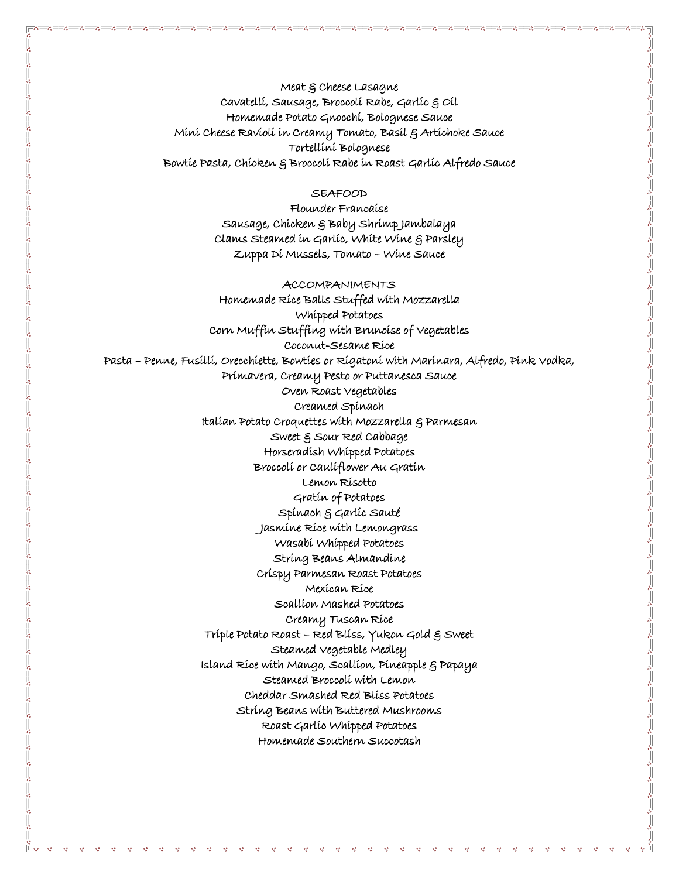Meat & Cheese Lasagne
Cavatelli, Sausage, Broccoli Rabe, Garlic & Oil
Homemade Potato Gnocchi, Bolognese Sauce
Mini Cheese Ravioli in Creamy Tomato, Basil & Artichoke Sauce
Tortellini Bolognese
Bowtie Pasta, Chicken & Broccoli Rabe in Roast Garlic Alfredo Sauce

## SEAFOOD

Flounder Francaise
Sausage, Chicken & Baby Shrimp Jambalaya
Clams Steamed in Garlic, White Wine & Parsley
Zuppa Di Mussels, Tomato – Wine Sauce

## ACCOMPANIMENTS

Homemade Rice Balls Stuffed with Mozzarella
Whipped Potatoes
Corn Muffin Stuffing with Brunoise of Vegetables
Coconut-Sesame Rice
Pasta – Penne, Fusilli, Orecchiette, Bowties or Rigatoni with Marinara, Alfredo, Pink Vodka, Primavera, Creamy Pesto or Puttanesca Sauce
Oven Roast Vegetables
Creamed Spinach
Italian Potato Croquettes with Mozzarella & Parmesan
Sweet & Sour Red Cabbage
Horseradish Whipped Potatoes
Broccoli or Cauliflower Au Gratin
Lemon Risotto
Gratin of Potatoes
Spinach & Garlic Sauté
Jasmine Rice with Lemongrass
Wasabi Whipped Potatoes
String Beans Almandine
Crispy Parmesan Roast Potatoes
Mexican Rice
Scallion Mashed Potatoes
Creamy Tuscan Rice
Triple Potato Roast – Red Bliss, Yukon Gold & Sweet
Steamed Vegetable Medley
Island Rice with Mango, Scallion, Pineapple & Papaya
Steamed Broccoli with Lemon
Cheddar Smashed Red Bliss Potatoes
String Beans with Buttered Mushrooms
Roast Garlic Whipped Potatoes
Homemade Southern Succotash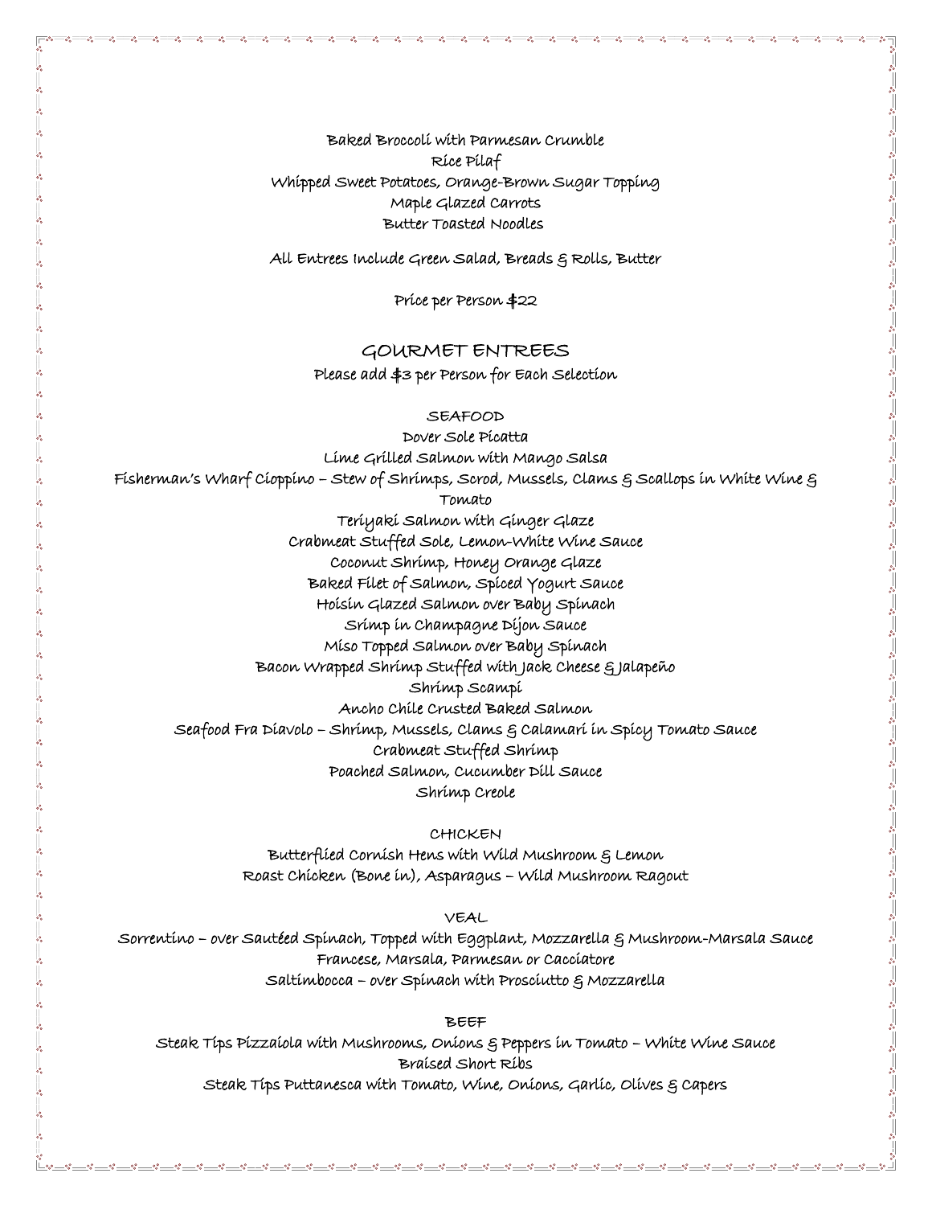Baked Broccoli with Parmesan Crumble
Rice Pilaf
Whipped Sweet Potatoes, Orange-Brown Sugar Topping
Maple Glazed Carrots
Butter Toasted Noodles

All Entrees Include Green Salad, Breads & Rolls, Butter

Price per Person $22

## GOURMET ENTREES

Please add $3 per Person for Each Selection

### SEAFOOD

Dover Sole Picatta
Lime Grilled Salmon with Mango Salsa
Fisherman's Wharf Cioppino – Stew of Shrimps, Scrod, Mussels, Clams & Scallops in White Wine & Tomato
Teriyaki Salmon with Ginger Glaze
Crabmeat Stuffed Sole, Lemon-White Wine Sauce
Coconut Shrimp, Honey Orange Glaze
Baked Filet of Salmon, Spiced Yogurt Sauce
Hoisin Glazed Salmon over Baby Spinach
Srimp in Champagne Dijon Sauce
Miso Topped Salmon over Baby Spinach
Bacon Wrapped Shrimp Stuffed with Jack Cheese & Jalapeño
Shrimp Scampi
Ancho Chile Crusted Baked Salmon
Seafood Fra Diavolo – Shrimp, Mussels, Clams & Calamari in Spicy Tomato Sauce
Crabmeat Stuffed Shrimp
Poached Salmon, Cucumber Dill Sauce
Shrimp Creole

### CHICKEN

Butterflied Cornish Hens with Wild Mushroom & Lemon
Roast Chicken (Bone in), Asparagus – Wild Mushroom Ragout

### VEAL

Sorrentino – over Sautéed Spinach, Topped with Eggplant, Mozzarella & Mushroom-Marsala Sauce
Francese, Marsala, Parmesan or Cacciatore
Saltimbocca – over Spinach with Prosciutto & Mozzarella

### BEEF

Steak Tips Pizzaiola with Mushrooms, Onions & Peppers in Tomato – White Wine Sauce
Braised Short Ribs
Steak Tips Puttanesca with Tomato, Wine, Onions, Garlic, Olives & Capers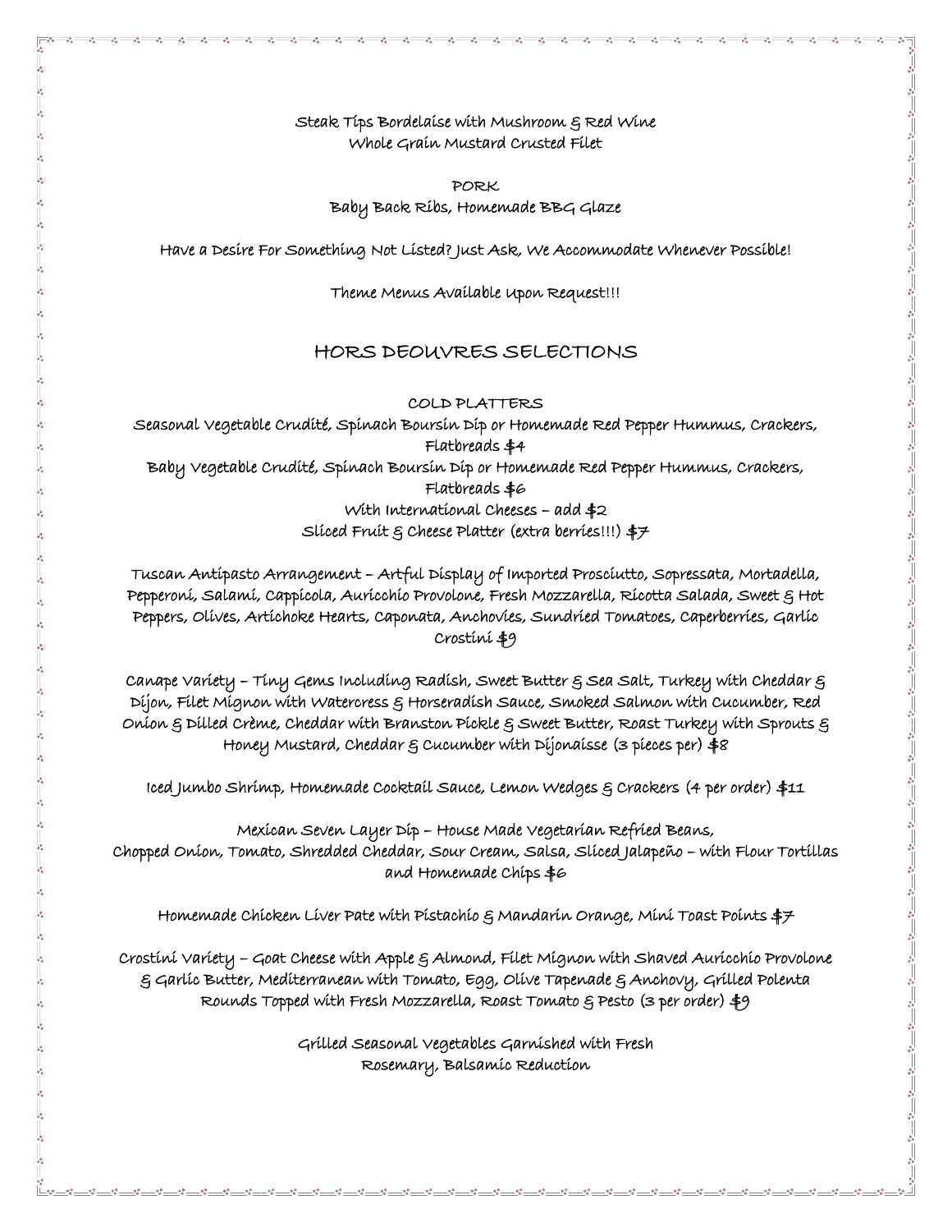Steak Tips Bordelaise with Mushroom & Red Wine
Whole Grain Mustard Crusted Filet

PORK
Baby Back Ribs, Homemade BBG Glaze

Have a Desire For Something Not Listed? Just Ask, We Accommodate Whenever Possible!

Theme Menus Available Upon Request!!!

## HORS DEOUVRES SELECTIONS

### COLD PLATTERS

Seasonal Vegetable Crudité, Spinach Boursin Dip or Homemade Red Pepper Hummus, Crackers, Flatbreads $4
Baby Vegetable Crudité, Spinach Boursin Dip or Homemade Red Pepper Hummus, Crackers, Flatbreads $6
With International Cheeses – add $2
Sliced Fruit & Cheese Platter (extra berries!!!) $7

Tuscan Antipasto Arrangement – Artful Display of Imported Prosciutto, Sopressata, Mortadella, Pepperoni, Salami, Cappicola, Auricchio Provolone, Fresh Mozzarella, Ricotta Salada, Sweet & Hot Peppers, Olives, Artichoke Hearts, Caponata, Anchovies, Sundried Tomatoes, Caperberries, Garlic Crostini $9

Canape Variety – Tiny Gems Including Radish, Sweet Butter & Sea Salt, Turkey with Cheddar & Dijon, Filet Mignon with Watercress & Horseradish Sauce, Smoked Salmon with Cucumber, Red Onion & Dilled Crème, Cheddar with Branston Pickle & Sweet Butter, Roast Turkey with Sprouts & Honey Mustard, Cheddar & Cucumber with Dijonaisse (3 pieces per) $8

Iced Jumbo Shrimp, Homemade Cocktail Sauce, Lemon Wedges & Crackers (4 per order) $11

Mexican Seven Layer Dip – House Made Vegetarian Refried Beans,
Chopped Onion, Tomato, Shredded Cheddar, Sour Cream, Salsa, Sliced Jalapeño – with Flour Tortillas and Homemade Chips $6

Homemade Chicken Liver Pate with Pistachio & Mandarin Orange, Mini Toast Points $7

Crostini Variety – Goat Cheese with Apple & Almond, Filet Mignon with Shaved Auricchio Provolone & Garlic Butter, Mediterranean with Tomato, Egg, Olive Tapenade & Anchovy, Grilled Polenta Rounds Topped with Fresh Mozzarella, Roast Tomato & Pesto (3 per order) $9

Grilled Seasonal Vegetables Garnished with Fresh
Rosemary, Balsamic Reduction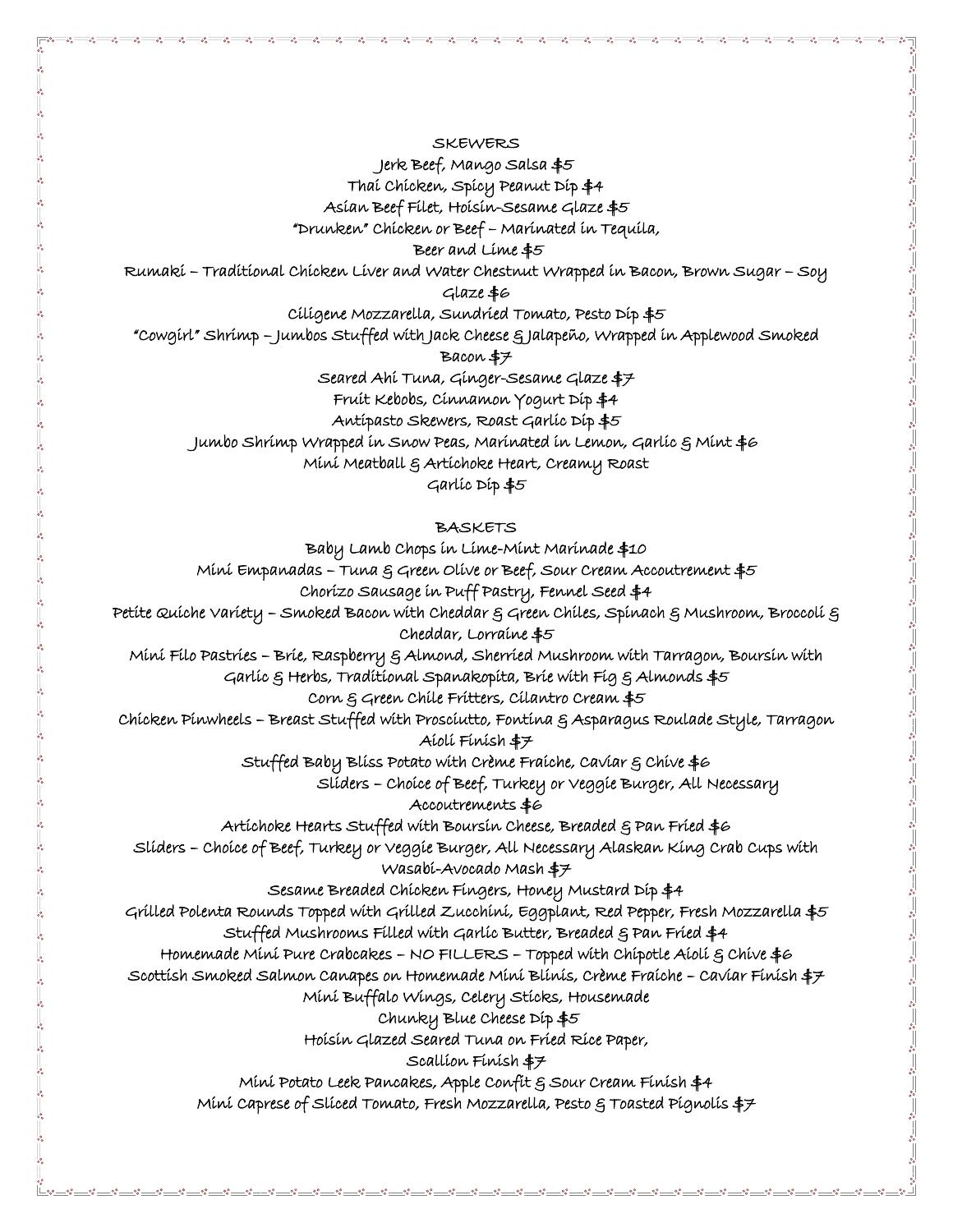## SKEWERS

Jerk Beef, Mango Salsa $5

Thai Chicken, Spicy Peanut Dip $4

Asian Beef Filet, Hoisin-Sesame Glaze $5

"Drunken" Chicken or Beef – Marinated in Tequila, Beer and Lime $5

Rumaki – Traditional Chicken Liver and Water Chestnut Wrapped in Bacon, Brown Sugar – Soy Glaze $6

Ciligene Mozzarella, Sundried Tomato, Pesto Dip $5

"Cowgirl" Shrimp – Jumbos Stuffed with Jack Cheese & Jalapeño, Wrapped in Applewood Smoked Bacon $7

Seared Ahi Tuna, Ginger-Sesame Glaze $7

Fruit Kebobs, Cinnamon Yogurt Dip $4

Antipasto Skewers, Roast Garlic Dip $5

Jumbo Shrimp Wrapped in Snow Peas, Marinated in Lemon, Garlic & Mint $6

Mini Meatball & Artichoke Heart, Creamy Roast Garlic Dip $5

## BASKETS

Baby Lamb Chops in Lime-Mint Marinade $10

Mini Empanadas – Tuna & Green Olive or Beef, Sour Cream Accoutrement $5

Chorizo Sausage in Puff Pastry, Fennel Seed $4

Petite Quiche Variety – Smoked Bacon with Cheddar & Green Chiles, Spinach & Mushroom, Broccoli & Cheddar, Lorraine $5

Mini Filo Pastries – Brie, Raspberry & Almond, Sherried Mushroom with Tarragon, Boursin with Garlic & Herbs, Traditional Spanakopita, Brie with Fig & Almonds $5

Corn & Green Chile Fritters, Cilantro Cream $5

Chicken Pinwheels – Breast Stuffed with Prosciutto, Fontina & Asparagus Roulade Style, Tarragon Aioli Finish $7

Stuffed Baby Bliss Potato with Crème Fraiche, Caviar & Chive $6

Sliders – Choice of Beef, Turkey or Veggie Burger, All Necessary Accoutrements $6

Artichoke Hearts Stuffed with Boursin Cheese, Breaded & Pan Fried $6

Sliders – Choice of Beef, Turkey or Veggie Burger, All Necessary Alaskan King Crab Cups with Wasabi-Avocado Mash $7

Sesame Breaded Chicken Fingers, Honey Mustard Dip $4

Grilled Polenta Rounds Topped with Grilled Zucchini, Eggplant, Red Pepper, Fresh Mozzarella $5

Stuffed Mushrooms Filled with Garlic Butter, Breaded & Pan Fried $4

Homemade Mini Pure Crabcakes – NO FILLERS – Topped with Chipotle Aioli & Chive $6

Scottish Smoked Salmon Canapes on Homemade Mini Blinis, Crème Fraiche – Caviar Finish $7

Mini Buffalo Wings, Celery Sticks, Housemade Chunky Blue Cheese Dip $5

Hoisin Glazed Seared Tuna on Fried Rice Paper, Scallion Finish $7

Mini Potato Leek Pancakes, Apple Confit & Sour Cream Finish $4

Mini Caprese of Sliced Tomato, Fresh Mozzarella, Pesto & Toasted Pignolis $7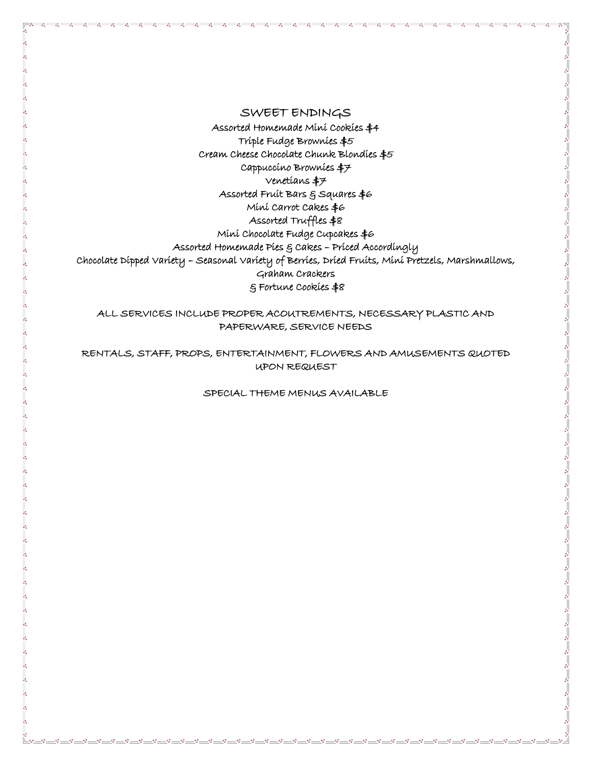## SWEET ENDINGS

Assorted Homemade Mini Cookies $4

Triple Fudge Brownies $5

Cream Cheese Chocolate Chunk Blondies $5

Cappuccino Brownies $7

Venetians $7

Assorted Fruit Bars & Squares $6

Mini Carrot Cakes $6

Assorted Truffles $8

Mini Chocolate Fudge Cupcakes $6

Assorted Homemade Pies & Cakes – Priced Accordingly

Chocolate Dipped Variety – Seasonal Variety of Berries, Dried Fruits, Mini Pretzels, Marshmallows, Graham Crackers & Fortune Cookies $8

ALL SERVICES INCLUDE PROPER ACOUTREMENTS, NECESSARY PLASTIC AND PAPERWARE, SERVICE NEEDS

RENTALS, STAFF, PROPS, ENTERTAINMENT, FLOWERS AND AMUSEMENTS QUOTED UPON REQUEST

SPECIAL THEME MENUS AVAILABLE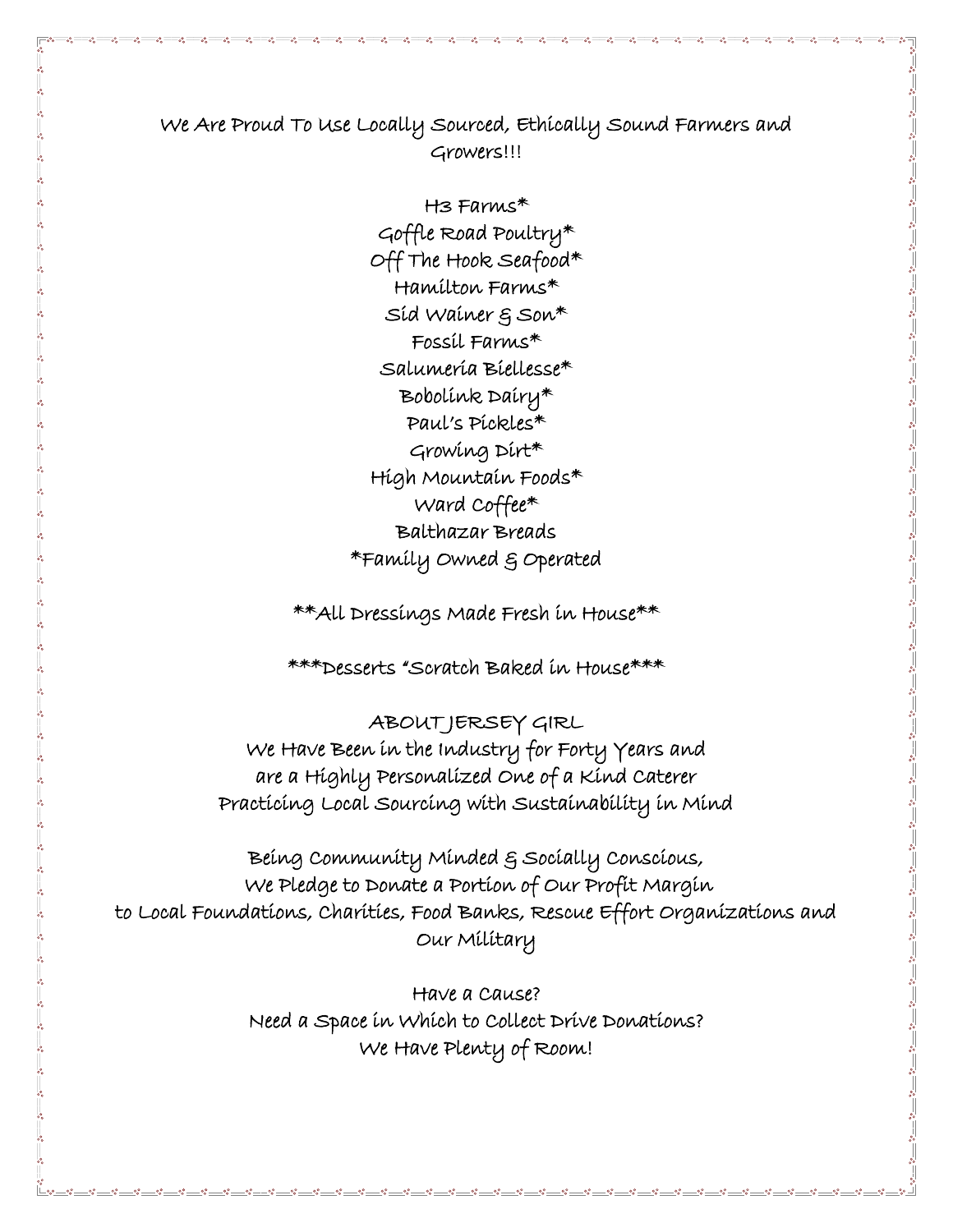We Are Proud To Use Locally Sourced, Ethically Sound Farmers and Growers!!!

H3 Farms*
Goffle Road Poultry*
Off The Hook Seafood*
Hamilton Farms*
Sid Wainer & Son*
Fossil Farms*
Salumeria Biellesse*
Bobolink Dairy*
Paul's Pickles*
Growing Dirt*
High Mountain Foods*
Ward Coffee*
Balthazar Breads
*Family Owned & Operated

**All Dressings Made Fresh in House**

***Desserts "Scratch Baked in House***

ABOUT JERSEY GIRL
We Have Been in the Industry for Forty Years and
are a Highly Personalized One of a Kind Caterer
Practicing Local Sourcing with Sustainability in Mind

Being Community Minded & Socially Conscious,
We Pledge to Donate a Portion of Our Profit Margin
to Local Foundations, Charities, Food Banks, Rescue Effort Organizations and Our Military

Have a Cause?
Need a Space in Which to Collect Drive Donations?
We Have Plenty of Room!